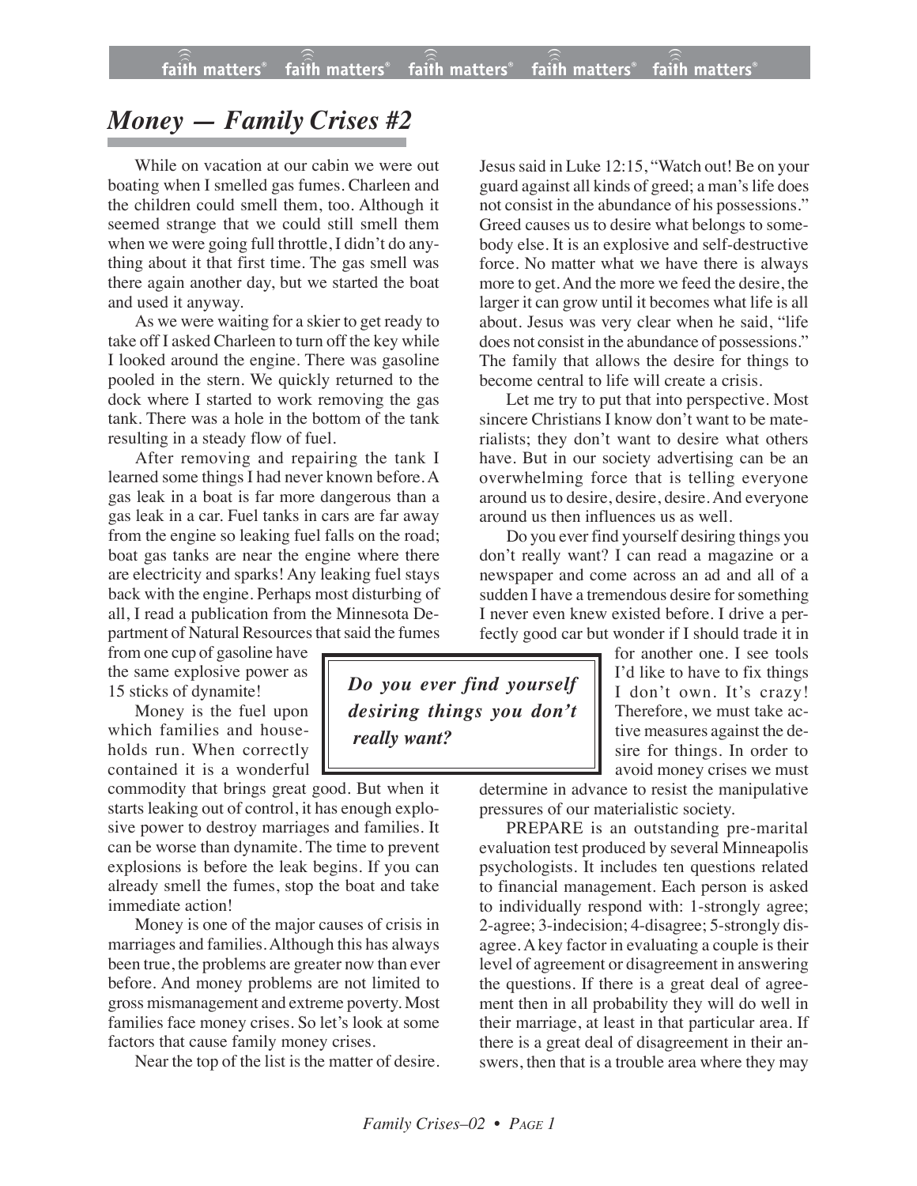# *Money — Family Crises #2*

While on vacation at our cabin we were out boating when I smelled gas fumes. Charleen and the children could smell them, too. Although it seemed strange that we could still smell them when we were going full throttle, I didn't do anything about it that first time. The gas smell was there again another day, but we started the boat and used it anyway.

As we were waiting for a skier to get ready to take off I asked Charleen to turn off the key while I looked around the engine. There was gasoline pooled in the stern. We quickly returned to the dock where I started to work removing the gas tank. There was a hole in the bottom of the tank resulting in a steady flow of fuel.

After removing and repairing the tank I learned some things I had never known before. A gas leak in a boat is far more dangerous than a gas leak in a car. Fuel tanks in cars are far away from the engine so leaking fuel falls on the road; boat gas tanks are near the engine where there are electricity and sparks! Any leaking fuel stays back with the engine. Perhaps most disturbing of all, I read a publication from the Minnesota Department of Natural Resources that said the fumes from one cup of gasoline have the same explosive power as 15 sticks of dynamite!

Money is the fuel upon which families and households run. When correctly contained it is a wonderful commodity that brings great good. But when it starts leaking out of control, it has enough explosive power to destroy marriages and families. It can be worse than dynamite. The time to prevent explosions is before the leak begins. If you can already smell the fumes, stop the boat and take immediate action!

Money is one of the major causes of crisis in marriages and families. Although this has always been true, the problems are greater now than ever before. And money problems are not limited to gross mismanagement and extreme poverty. Most families face money crises. So let's look at some factors that cause family money crises.

Near the top of the list is the matter of desire. Jesus said in Luke 12:15, "Watch out! Be on your guard against all kinds of greed; a man's life does not consist in the abundance of his possessions." Greed causes us to desire what belongs to somebody else. It is an explosive and self-destructive force. No matter what we have there is always more to get. And the more we feed the desire, the larger it can grow until it becomes what life is all about. Jesus was very clear when he said, "life does not consist in the abundance of possessions." The family that allows the desire for things to become central to life will create a crisis.

Let me try to put that into perspective. Most sincere Christians I know don't want to be materialists; they don't want to desire what others have. But in our society advertising can be an overwhelming force that is telling everyone around us to desire, desire, desire. And everyone around us then influences us as well.

Do you ever find yourself desiring things you don't really want? I can read a magazine or a newspaper and come across an ad and all of a sudden I have a tremendous desire for something I never even knew existed before. I drive a perfectly good car but wonder if I should trade it in for another one. I see tools I'd like to have to fix things I don't own. It's crazy! Therefore, we must take active measures against the desire for things. In order to avoid money crises we must determine in advance to resist the manipulative pressures of our materialistic society.

> ***Do you ever find yourself desiring things you don't really want?***

PREPARE is an outstanding pre-marital evaluation test produced by several Minneapolis psychologists. It includes ten questions related to financial management. Each person is asked to individually respond with: 1-strongly agree; 2-agree; 3-indecision; 4-disagree; 5-strongly disagree. A key factor in evaluating a couple is their level of agreement or disagreement in answering the questions. If there is a great deal of agreement then in all probability they will do well in their marriage, at least in that particular area. If there is a great deal of disagreement in their answers, then that is a trouble area where they may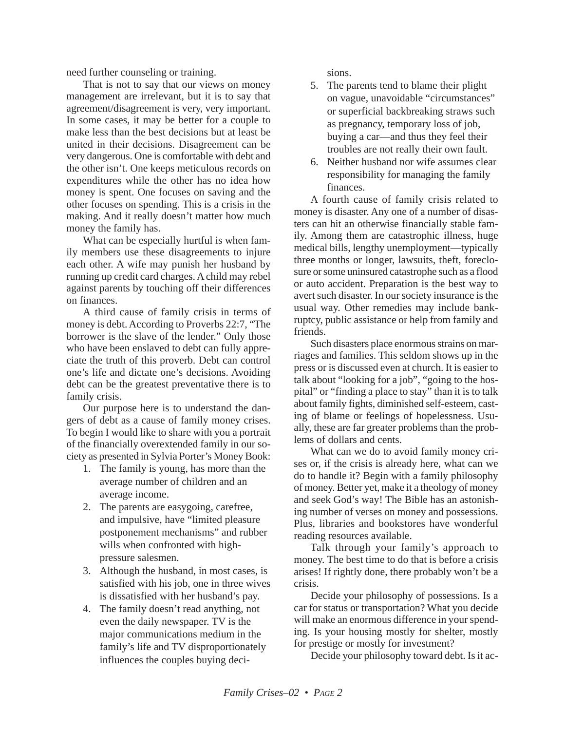need further counseling or training.

That is not to say that our views on money management are irrelevant, but it is to say that agreement/disagreement is very, very important. In some cases, it may be better for a couple to make less than the best decisions but at least be united in their decisions. Disagreement can be very dangerous. One is comfortable with debt and the other isn't. One keeps meticulous records on expenditures while the other has no idea how money is spent. One focuses on saving and the other focuses on spending. This is a crisis in the making. And it really doesn't matter how much money the family has.

What can be especially hurtful is when family members use these disagreements to injure each other. A wife may punish her husband by running up credit card charges. A child may rebel against parents by touching off their differences on finances.

A third cause of family crisis in terms of money is debt. According to Proverbs 22:7, "The borrower is the slave of the lender." Only those who have been enslaved to debt can fully appreciate the truth of this proverb. Debt can control one's life and dictate one's decisions. Avoiding debt can be the greatest preventative there is to family crisis.

Our purpose here is to understand the dangers of debt as a cause of family money crises. To begin I would like to share with you a portrait of the financially overextended family in our society as presented in Sylvia Porter's Money Book:

1. The family is young, has more than the average number of children and an average income.
2. The parents are easygoing, carefree, and impulsive, have "limited pleasure postponement mechanisms" and rubber wills when confronted with high-pressure salesmen.
3. Although the husband, in most cases, is satisfied with his job, one in three wives is dissatisfied with her husband's pay.
4. The family doesn't read anything, not even the daily newspaper. TV is the major communications medium in the family's life and TV disproportionately influences the couples buying decisions.
5. The parents tend to blame their plight on vague, unavoidable "circumstances" or superficial backbreaking straws such as pregnancy, temporary loss of job, buying a car—and thus they feel their troubles are not really their own fault.
6. Neither husband nor wife assumes clear responsibility for managing the family finances.

A fourth cause of family crisis related to money is disaster. Any one of a number of disasters can hit an otherwise financially stable family. Among them are catastrophic illness, huge medical bills, lengthy unemployment—typically three months or longer, lawsuits, theft, foreclosure or some uninsured catastrophe such as a flood or auto accident. Preparation is the best way to avert such disaster. In our society insurance is the usual way. Other remedies may include bankruptcy, public assistance or help from family and friends.

Such disasters place enormous strains on marriages and families. This seldom shows up in the press or is discussed even at church. It is easier to talk about "looking for a job", "going to the hospital" or "finding a place to stay" than it is to talk about family fights, diminished self-esteem, casting of blame or feelings of hopelessness. Usually, these are far greater problems than the problems of dollars and cents.

What can we do to avoid family money crises or, if the crisis is already here, what can we do to handle it? Begin with a family philosophy of money. Better yet, make it a theology of money and seek God's way! The Bible has an astonishing number of verses on money and possessions. Plus, libraries and bookstores have wonderful reading resources available.

Talk through your family's approach to money. The best time to do that is before a crisis arises! If rightly done, there probably won't be a crisis.

Decide your philosophy of possessions. Is a car for status or transportation? What you decide will make an enormous difference in your spending. Is your housing mostly for shelter, mostly for prestige or mostly for investment?

Decide your philosophy toward debt. Is it ac-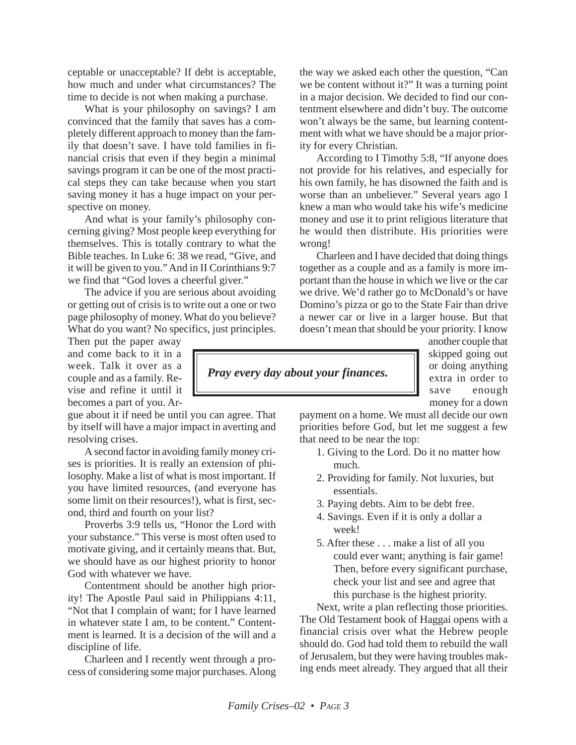ceptable or unacceptable? If debt is acceptable, how much and under what circumstances? The time to decide is not when making a purchase.

What is your philosophy on savings? I am convinced that the family that saves has a completely different approach to money than the family that doesn't save. I have told families in financial crisis that even if they begin a minimal savings program it can be one of the most practical steps they can take because when you start saving money it has a huge impact on your perspective on money.

And what is your family's philosophy concerning giving? Most people keep everything for themselves. This is totally contrary to what the Bible teaches. In Luke 6: 38 we read, "Give, and it will be given to you." And in II Corinthians 9:7 we find that "God loves a cheerful giver."

The advice if you are serious about avoiding or getting out of crisis is to write out a one or two page philosophy of money. What do you believe? What do you want? No specifics, just principles. Then put the paper away and come back to it in a week. Talk it over as a couple and as a family. Revise and refine it until it becomes a part of you. Argue about it if need be until you can agree. That by itself will have a major impact in averting and resolving crises.

A second factor in avoiding family money crises is priorities. It is really an extension of philosophy. Make a list of what is most important. If you have limited resources, (and everyone has some limit on their resources!), what is first, second, third and fourth on your list?

Proverbs 3:9 tells us, "Honor the Lord with your substance." This verse is most often used to motivate giving, and it certainly means that. But, we should have as our highest priority to honor God with whatever we have.

Contentment should be another high priority! The Apostle Paul said in Philippians 4:11, "Not that I complain of want; for I have learned in whatever state I am, to be content." Contentment is learned. It is a decision of the will and a discipline of life.

Charleen and I recently went through a process of considering some major purchases. Along the way we asked each other the question, "Can we be content without it?" It was a turning point in a major decision. We decided to find our contentment elsewhere and didn't buy. The outcome won't always be the same, but learning contentment with what we have should be a major priority for every Christian.

According to I Timothy 5:8, "If anyone does not provide for his relatives, and especially for his own family, he has disowned the faith and is worse than an unbeliever." Several years ago I knew a man who would take his wife's medicine money and use it to print religious literature that he would then distribute. His priorities were wrong!

Charleen and I have decided that doing things together as a couple and as a family is more important than the house in which we live or the car we drive. We'd rather go to McDonald's or have Domino's pizza or go to the State Fair than drive a newer car or live in a larger house. But that doesn't mean that should be your priority. I know another couple that skipped going out or doing anything extra in order to save enough money for a down payment on a home. We must all decide our own priorities before God, but let me suggest a few that need to be near the top:

> ***Pray every day about your finances.***

1. Giving to the Lord. Do it no matter how much.
2. Providing for family. Not luxuries, but essentials.
3. Paying debts. Aim to be debt free.
4. Savings. Even if it is only a dollar a week!
5. After these . . . make a list of all you could ever want; anything is fair game! Then, before every significant purchase, check your list and see and agree that this purchase is the highest priority.

Next, write a plan reflecting those priorities. The Old Testament book of Haggai opens with a financial crisis over what the Hebrew people should do. God had told them to rebuild the wall of Jerusalem, but they were having troubles making ends meet already. They argued that all their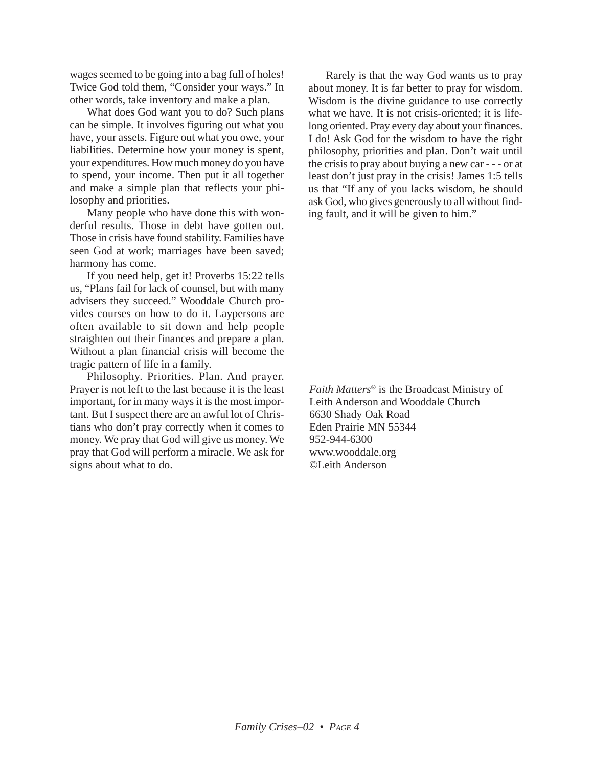wages seemed to be going into a bag full of holes! Twice God told them, "Consider your ways." In other words, take inventory and make a plan.

What does God want you to do? Such plans can be simple. It involves figuring out what you have, your assets. Figure out what you owe, your liabilities. Determine how your money is spent, your expenditures. How much money do you have to spend, your income. Then put it all together and make a simple plan that reflects your philosophy and priorities.

Many people who have done this with wonderful results. Those in debt have gotten out. Those in crisis have found stability. Families have seen God at work; marriages have been saved; harmony has come.

If you need help, get it! Proverbs 15:22 tells us, "Plans fail for lack of counsel, but with many advisers they succeed." Wooddale Church provides courses on how to do it. Laypersons are often available to sit down and help people straighten out their finances and prepare a plan. Without a plan financial crisis will become the tragic pattern of life in a family.

Philosophy. Priorities. Plan. And prayer. Prayer is not left to the last because it is the least important, for in many ways it is the most important. But I suspect there are an awful lot of Christians who don't pray correctly when it comes to money. We pray that God will give us money. We pray that God will perform a miracle. We ask for signs about what to do.

Rarely is that the way God wants us to pray about money. It is far better to pray for wisdom. Wisdom is the divine guidance to use correctly what we have. It is not crisis-oriented; it is lifelong oriented. Pray every day about your finances. I do! Ask God for the wisdom to have the right philosophy, priorities and plan. Don't wait until the crisis to pray about buying a new car - - - or at least don't just pray in the crisis! James 1:5 tells us that "If any of you lacks wisdom, he should ask God, who gives generously to all without finding fault, and it will be given to him."

*Faith Matters*® is the Broadcast Ministry of
Leith Anderson and Wooddale Church
6630 Shady Oak Road
Eden Prairie MN 55344
952-944-6300
www.wooddale.org
©Leith Anderson